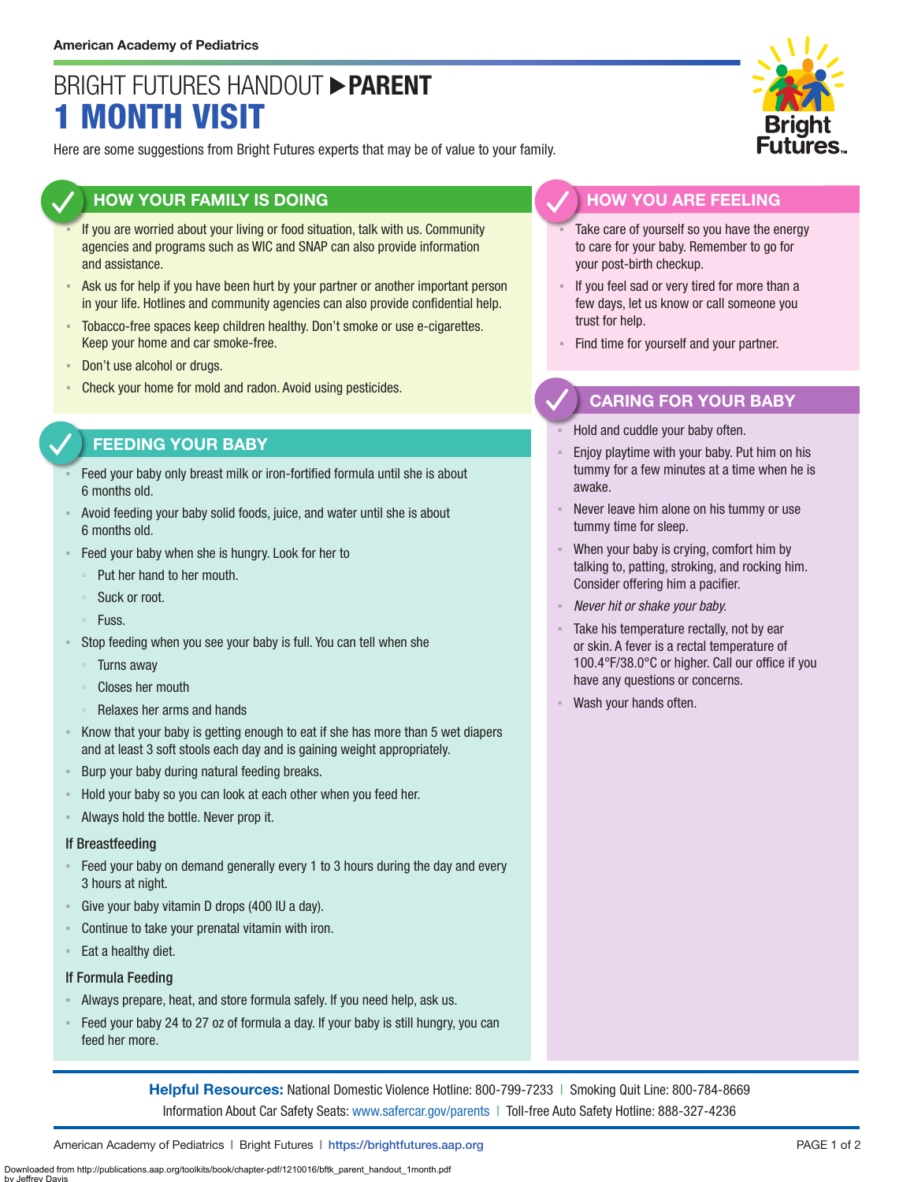American Academy of Pediatrics

# BRIGHT FUTURES HANDOUT ▶ **PARENT**

# 1 MONTH VISIT

Here are some suggestions from Bright Futures experts that may be of value to your family.

## HOW YOUR FAMILY IS DOING

- If you are worried about your living or food situation, talk with us. Community agencies and programs such as WIC and SNAP can also provide information and assistance.
- Ask us for help if you have been hurt by your partner or another important person in your life. Hotlines and community agencies can also provide confidential help.
- Tobacco-free spaces keep children healthy. Don't smoke or use e-cigarettes. Keep your home and car smoke-free.
- Don't use alcohol or drugs.
- Check your home for mold and radon. Avoid using pesticides.

## FEEDING YOUR BABY

- Feed your baby only breast milk or iron-fortified formula until she is about 6 months old.
- Avoid feeding your baby solid foods, juice, and water until she is about 6 months old.
- Feed your baby when she is hungry. Look for her to
  - Put her hand to her mouth.
  - Suck or root.
  - Fuss.
- Stop feeding when you see your baby is full. You can tell when she
  - Turns away
  - Closes her mouth
  - Relaxes her arms and hands
- Know that your baby is getting enough to eat if she has more than 5 wet diapers and at least 3 soft stools each day and is gaining weight appropriately.
- Burp your baby during natural feeding breaks.
- Hold your baby so you can look at each other when you feed her.
- Always hold the bottle. Never prop it.

### If Breastfeeding

- Feed your baby on demand generally every 1 to 3 hours during the day and every 3 hours at night.
- Give your baby vitamin D drops (400 IU a day).
- Continue to take your prenatal vitamin with iron.
- Eat a healthy diet.

### If Formula Feeding

- Always prepare, heat, and store formula safely. If you need help, ask us.
- Feed your baby 24 to 27 oz of formula a day. If your baby is still hungry, you can feed her more.

## HOW YOU ARE FEELING

- Take care of yourself so you have the energy to care for your baby. Remember to go for your post-birth checkup.
- If you feel sad or very tired for more than a few days, let us know or call someone you trust for help.
- Find time for yourself and your partner.

## CARING FOR YOUR BABY

- Hold and cuddle your baby often.
- Enjoy playtime with your baby. Put him on his tummy for a few minutes at a time when he is awake.
- Never leave him alone on his tummy or use tummy time for sleep.
- When your baby is crying, comfort him by talking to, patting, stroking, and rocking him. Consider offering him a pacifier.
- *Never hit or shake your baby.*
- Take his temperature rectally, not by ear or skin. A fever is a rectal temperature of 100.4°F/38.0°C or higher. Call our office if you have any questions or concerns.
- Wash your hands often.

**Helpful Resources:** National Domestic Violence Hotline: 800-799-7233 | Smoking Quit Line: 800-784-8669
Information About Car Safety Seats: www.safercar.gov/parents | Toll-free Auto Safety Hotline: 888-327-4236

American Academy of Pediatrics | Bright Futures | https://brightfutures.aap.org

Downloaded from http://publications.aap.org/toolkits/book/chapter-pdf/1210016/bftk_parent_handout_1month.pdf
by Jeffrey Davis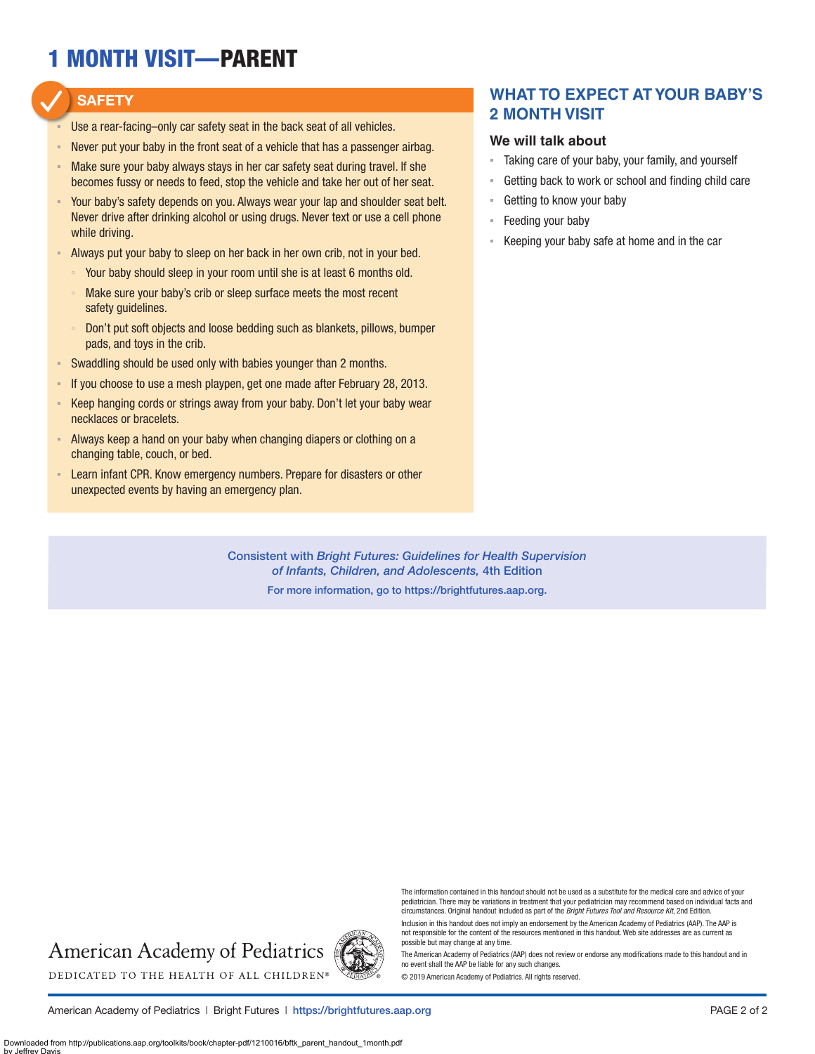# 1 MONTH VISIT—PARENT

## SAFETY

- Use a rear-facing–only car safety seat in the back seat of all vehicles.
- Never put your baby in the front seat of a vehicle that has a passenger airbag.
- Make sure your baby always stays in her car safety seat during travel. If she becomes fussy or needs to feed, stop the vehicle and take her out of her seat.
- Your baby's safety depends on you. Always wear your lap and shoulder seat belt. Never drive after drinking alcohol or using drugs. Never text or use a cell phone while driving.
- Always put your baby to sleep on her back in her own crib, not in your bed.
  - Your baby should sleep in your room until she is at least 6 months old.
  - Make sure your baby's crib or sleep surface meets the most recent safety guidelines.
  - Don't put soft objects and loose bedding such as blankets, pillows, bumper pads, and toys in the crib.
- Swaddling should be used only with babies younger than 2 months.
- If you choose to use a mesh playpen, get one made after February 28, 2013.
- Keep hanging cords or strings away from your baby. Don't let your baby wear necklaces or bracelets.
- Always keep a hand on your baby when changing diapers or clothing on a changing table, couch, or bed.
- Learn infant CPR. Know emergency numbers. Prepare for disasters or other unexpected events by having an emergency plan.

## WHAT TO EXPECT AT YOUR BABY'S 2 MONTH VISIT

### We will talk about

- Taking care of your baby, your family, and yourself
- Getting back to work or school and finding child care
- Getting to know your baby
- Feeding your baby
- Keeping your baby safe at home and in the car

Consistent with *Bright Futures: Guidelines for Health Supervision of Infants, Children, and Adolescents,* 4th Edition

For more information, go to https://brightfutures.aap.org.

American Academy of Pediatrics
DEDICATED TO THE HEALTH OF ALL CHILDREN®

The information contained in this handout should not be used as a substitute for the medical care and advice of your pediatrician. There may be variations in treatment that your pediatrician may recommend based on individual facts and circumstances. Original handout included as part of the *Bright Futures Tool and Resource Kit*, 2nd Edition.

Inclusion in this handout does not imply an endorsement by the American Academy of Pediatrics (AAP). The AAP is not responsible for the content of the resources mentioned in this handout. Web site addresses are as current as possible but may change at any time.

The American Academy of Pediatrics (AAP) does not review or endorse any modifications made to this handout and in no event shall the AAP be liable for any such changes.

© 2019 American Academy of Pediatrics. All rights reserved.